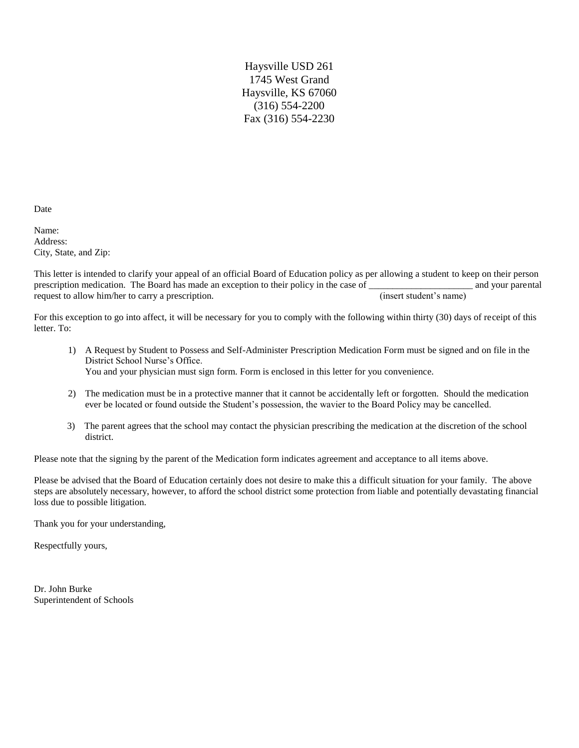Haysville USD 261
1745 West Grand
Haysville, KS 67060
(316) 554-2200
Fax (316) 554-2230

Date

Name:
Address:
City, State, and Zip:

This letter is intended to clarify your appeal of an official Board of Education policy as per allowing a student to keep on their person prescription medication. The Board has made an exception to their policy in the case of ______________________ (insert student's name) and your parental request to allow him/her to carry a prescription.

For this exception to go into affect, it will be necessary for you to comply with the following within thirty (30) days of receipt of this letter. To:

1) A Request by Student to Possess and Self-Administer Prescription Medication Form must be signed and on file in the District School Nurse's Office.
   You and your physician must sign form. Form is enclosed in this letter for you convenience.

2) The medication must be in a protective manner that it cannot be accidentally left or forgotten. Should the medication ever be located or found outside the Student's possession, the wavier to the Board Policy may be cancelled.

3) The parent agrees that the school may contact the physician prescribing the medication at the discretion of the school district.

Please note that the signing by the parent of the Medication form indicates agreement and acceptance to all items above.

Please be advised that the Board of Education certainly does not desire to make this a difficult situation for your family. The above steps are absolutely necessary, however, to afford the school district some protection from liable and potentially devastating financial loss due to possible litigation.

Thank you for your understanding,

Respectfully yours,

Dr. John Burke
Superintendent of Schools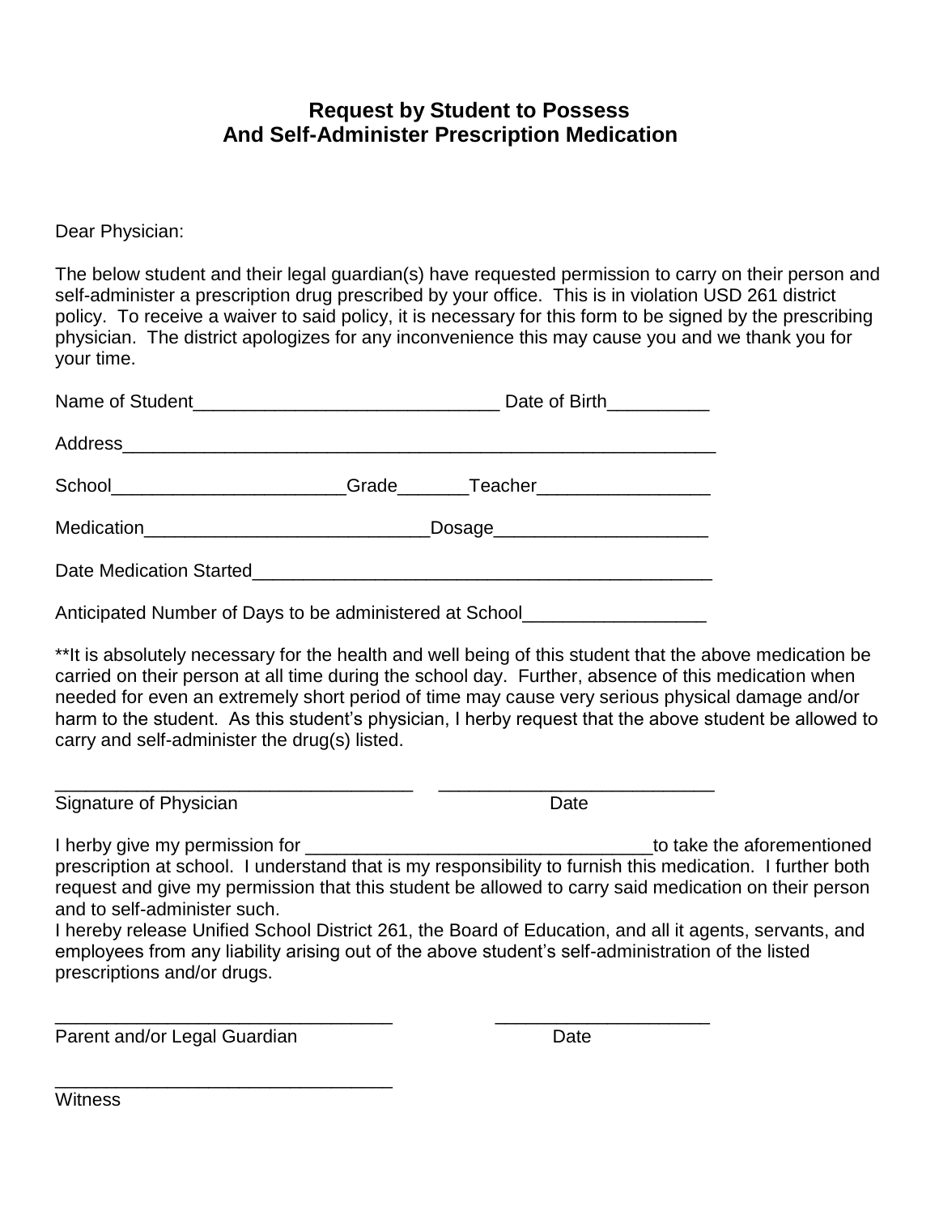## Request by Student to Possess And Self-Administer Prescription Medication

Dear Physician:

The below student and their legal guardian(s) have requested permission to carry on their person and self-administer a prescription drug prescribed by your office. This is in violation USD 261 district policy. To receive a waiver to said policy, it is necessary for this form to be signed by the prescribing physician. The district apologizes for any inconvenience this may cause you and we thank you for your time.

Name of Student______________________________ Date of Birth__________

Address___________________________________________________________

School_______________________Grade_______Teacher_________________

Medication____________________________Dosage_____________________

Date Medication Started______________________________________________

Anticipated Number of Days to be administered at School__________________

**It is absolutely necessary for the health and well being of this student that the above medication be carried on their person at all time during the school day. Further, absence of this medication when needed for even an extremely short period of time may cause very serious physical damage and/or harm to the student. As this student's physician, I herby request that the above student be allowed to carry and self-administer the drug(s) listed.

____________________________________ ___________________________
Signature of Physician Date

I herby give my permission for __________________________________to take the aforementioned prescription at school. I understand that is my responsibility to furnish this medication. I further both request and give my permission that this student be allowed to carry said medication on their person and to self-administer such.
I hereby release Unified School District 261, the Board of Education, and all it agents, servants, and employees from any liability arising out of the above student's self-administration of the listed prescriptions and/or drugs.

_________________________________ _____________________
Parent and/or Legal Guardian Date

_________________________________
Witness